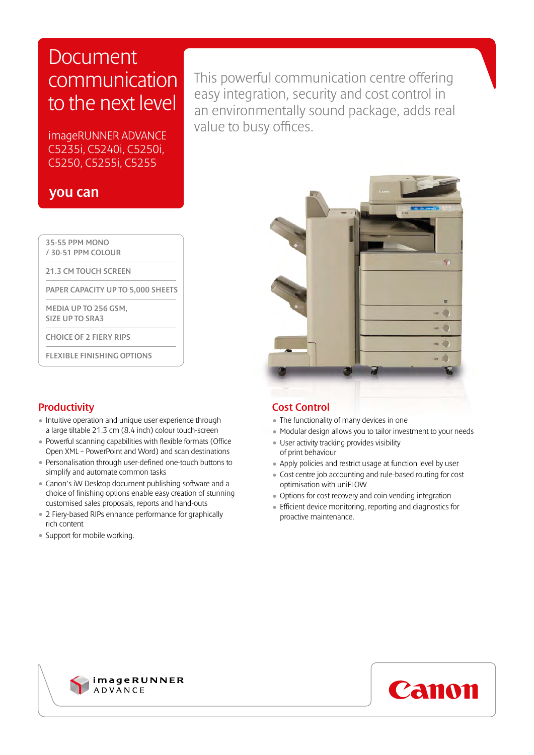# Document communication to the next level

imageRUNNER ADVANCE C5235i, C5240i, C5250i, C5250, C5255i, C5255

**you can**

This powerful communication centre offering easy integration, security and cost control in an environmentally sound package, adds real value to busy offices.

- 35-55 PPM MONO / 30-51 PPM COLOUR
- 21.3 CM TOUCH SCREEN
- PAPER CAPACITY UP TO 5,000 SHEETS
- MEDIA UP TO 256 GSM, SIZE UP TO SRA3
- CHOICE OF 2 FIERY RIPS
- FLEXIBLE FINISHING OPTIONS

## Productivity

- Intuitive operation and unique user experience through a large tiltable 21.3 cm (8.4 inch) colour touch-screen
- Powerful scanning capabilities with flexible formats (Office Open XML – PowerPoint and Word) and scan destinations
- Personalisation through user-defined one-touch buttons to simplify and automate common tasks
- Canon's iW Desktop document publishing software and a choice of finishing options enable easy creation of stunning customised sales proposals, reports and hand-outs
- 2 Fiery-based RIPs enhance performance for graphically rich content
- Support for mobile working.

## Cost Control

- The functionality of many devices in one
- Modular design allows you to tailor investment to your needs
- User activity tracking provides visibility of print behaviour
- Apply policies and restrict usage at function level by user
- Cost centre job accounting and rule-based routing for cost optimisation with uniFLOW
- Options for cost recovery and coin vending integration
- Efficient device monitoring, reporting and diagnostics for proactive maintenance.

imageRUNNER ADVANCE

Canon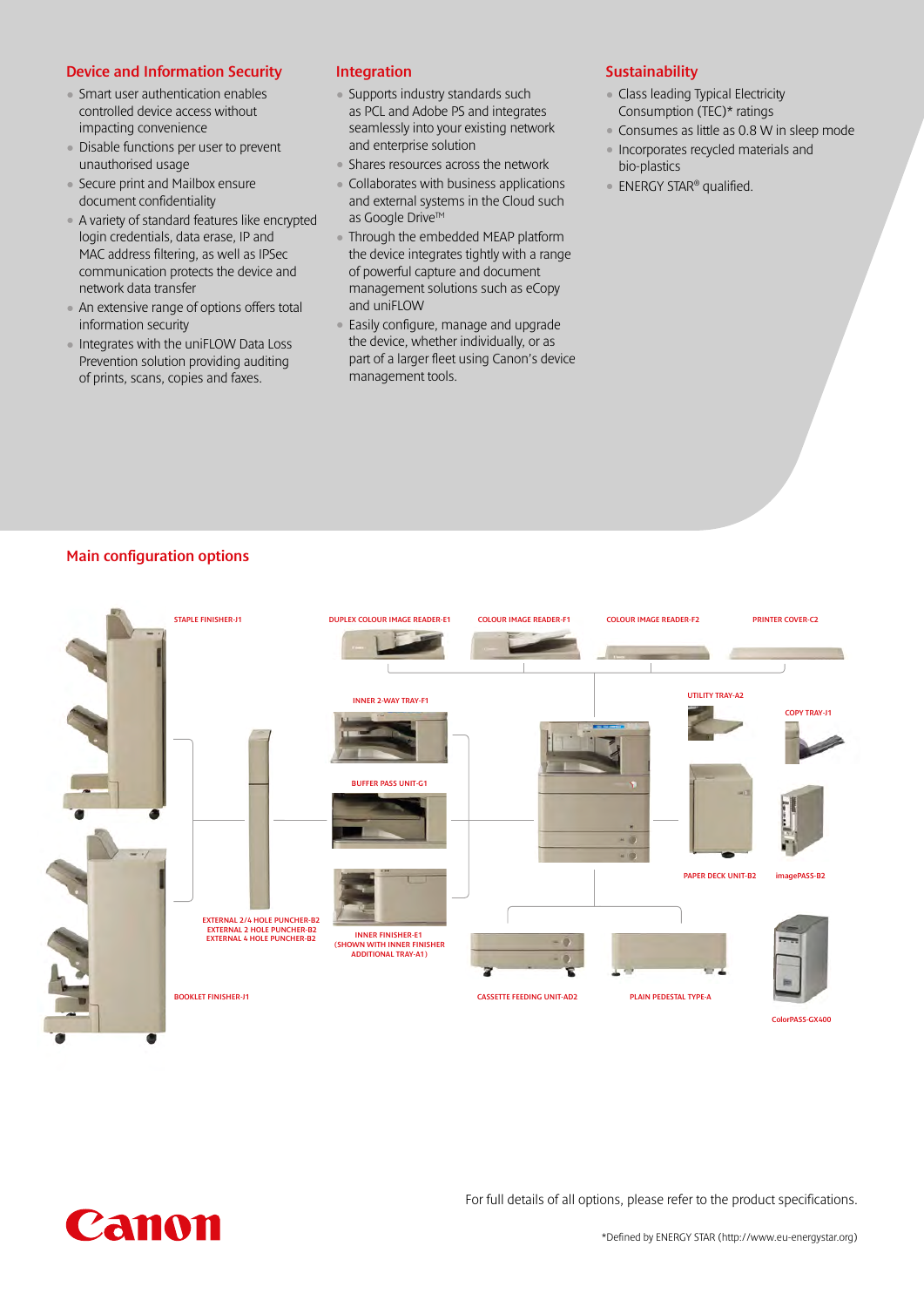## Device and Information Security

- Smart user authentication enables controlled device access without impacting convenience
- Disable functions per user to prevent unauthorised usage
- Secure print and Mailbox ensure document confidentiality
- A variety of standard features like encrypted login credentials, data erase, IP and MAC address filtering, as well as IPSec communication protects the device and network data transfer
- An extensive range of options offers total information security
- Integrates with the uniFLOW Data Loss Prevention solution providing auditing of prints, scans, copies and faxes.

## Integration

- Supports industry standards such as PCL and Adobe PS and integrates seamlessly into your existing network and enterprise solution
- Shares resources across the network
- Collaborates with business applications and external systems in the Cloud such as Google Drive™
- Through the embedded MEAP platform the device integrates tightly with a range of powerful capture and document management solutions such as eCopy and uniFLOW
- Easily configure, manage and upgrade the device, whether individually, or as part of a larger fleet using Canon's device management tools.

## Sustainability

- Class leading Typical Electricity Consumption (TEC)* ratings
- Consumes as little as 0.8 W in sleep mode
- Incorporates recycled materials and bio-plastics
- ENERGY STAR® qualified.

## Main configuration options

STAPLE FINISHER-J1

BOOKLET FINISHER-J1

EXTERNAL 2/4 HOLE PUNCHER-B2
EXTERNAL 2 HOLE PUNCHER-B2
EXTERNAL 4 HOLE PUNCHER-B2

DUPLEX COLOUR IMAGE READER-E1

COLOUR IMAGE READER-F1

COLOUR IMAGE READER-F2

PRINTER COVER-C2

INNER 2-WAY TRAY-F1

BUFFER PASS UNIT-G1

INNER FINISHER-E1
(SHOWN WITH INNER FINISHER ADDITIONAL TRAY-A1)

UTILITY TRAY-A2

COPY TRAY-J1

PAPER DECK UNIT-B2

imagePASS-B2

CASSETTE FEEDING UNIT-AD2

PLAIN PEDESTAL TYPE-A

ColorPASS-GX400

For full details of all options, please refer to the product specifications.

Canon

*Defined by ENERGY STAR (http://www.eu-energystar.org)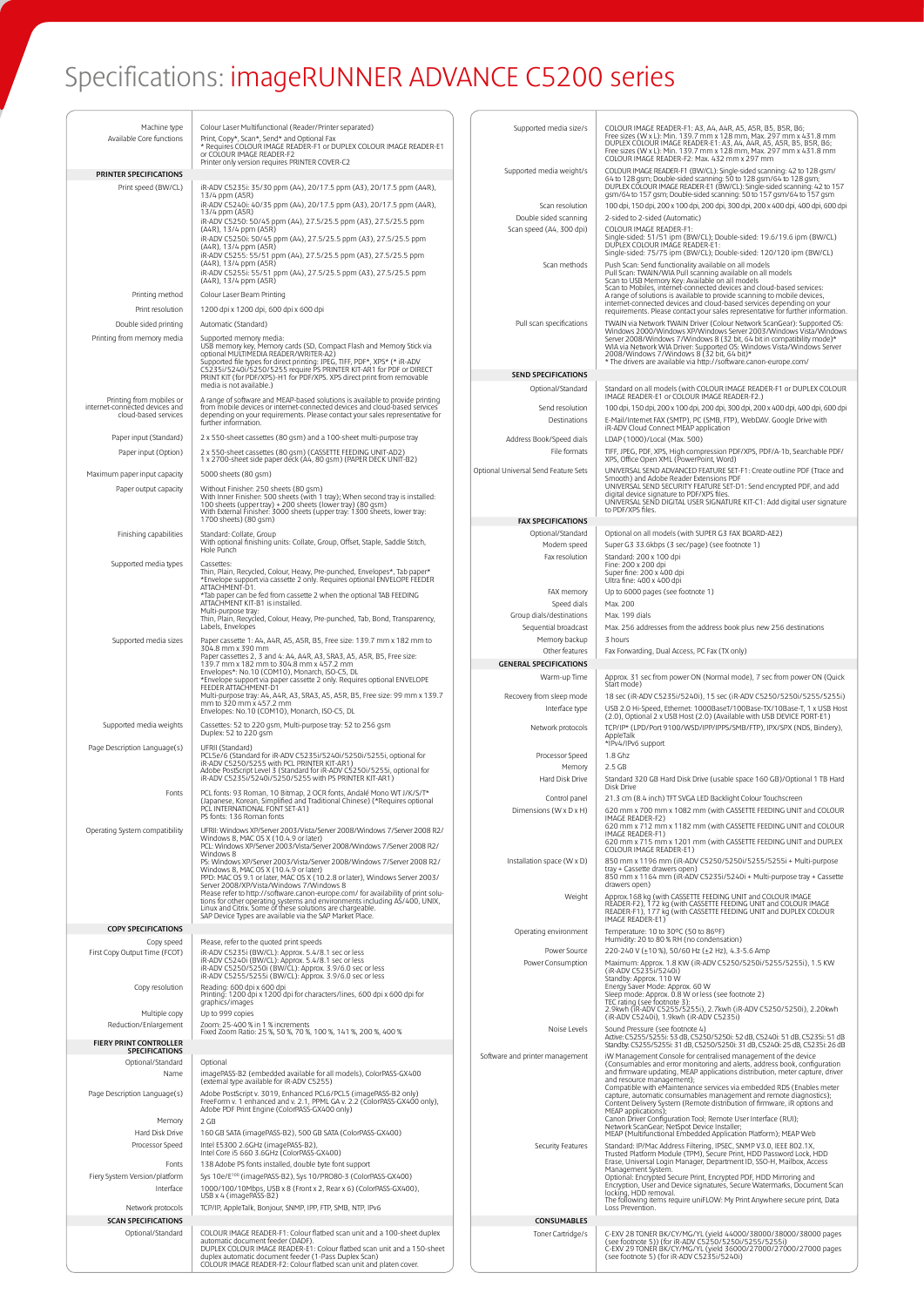# Specifications: imageRUNNER ADVANCE C5200 series

| | |
|---|---|
| Machine type | Colour Laser Multifunctional (Reader/Printer separated) |
| Available Core functions | Print, Copy*, Scan*, Send* and Optional Fax<br>* Requires COLOUR IMAGE READER-F1 or DUPLEX COLOUR IMAGE READER-E1 or COLOUR IMAGE READER-F2<br>Printer only version requires PRINTER COVER-C2 |
| **PRINTER SPECIFICATIONS** | |
| Print speed (BW/CL) | iR-ADV C5235i: 35/30 ppm (A4), 20/17.5 ppm (A3), 20/17.5 ppm (A4R), 13/4 ppm (A5R)<br>iR-ADV C5240i: 40/35 ppm (A4), 20/17.5 ppm (A3), 20/17.5 ppm (A4R), 13/4 ppm (A5R)<br>iR-ADV C5250: 50/45 ppm (A4), 27.5/25.5 ppm (A3), 27.5/25.5 ppm (A4R), 13/4 ppm (A5R)<br>iR-ADV C5250i: 50/45 ppm (A4), 27.5/25.5 ppm (A3), 27.5/25.5 ppm (A4R), 13/4 ppm (A5R)<br>iR-ADV C5255: 55/51 ppm (A4), 27.5/25.5 ppm (A3), 27.5/25.5 ppm (A4R), 13/4 ppm (A5R)<br>iR-ADV C5255i: 55/51 ppm (A4), 27.5/25.5 ppm (A3), 27.5/25.5 ppm (A4R), 13/4 ppm (A5R) |
| Printing method | Colour Laser Beam Printing |
| Print resolution | 1200 dpi x 1200 dpi, 600 dpi x 600 dpi |
| Double sided printing | Automatic (Standard) |
| Printing from memory media | Supported memory media:<br>USB memory key, Memory cards (SD, Compact Flash and Memory Stick via optional MULTIMEDIA READER/WRITER-A2)<br>Supported file types for direct printing: JPEG, TIFF, PDF*, XPS* (* iR-ADV C5235i/5240i/5250/5255 require PS PRINTER KIT-AR1 for PDF or DIRECT PRINT KIT (for PDF/XPS)-H1 for PDF/XPS. XPS direct print from removable media is not available.) |
| Printing from mobiles or internet-connected devices and cloud-based services | A range of software and MEAP-based solutions is available to provide printing from mobile devices or internet-connected devices and cloud-based services depending on your requirements. Please contact your sales representative for further information. |
| Paper input (Standard) | 2 x 550-sheet cassettes (80 gsm) and a 100-sheet multi-purpose tray |
| Paper input (Option) | 2 x 550-sheet cassettes (80 gsm) (CASSETTE FEEDING UNIT-AD2)<br>1 x 2700-sheet side paper deck (A4, 80 gsm) (PAPER DECK UNIT-B2) |
| Maximum paper input capacity | 5000 sheets (80 gsm) |
| Paper output capacity | Without Finisher: 250 sheets (80 gsm)<br>With Inner Finisher: 500 sheets (with 1 tray); When second tray is installed: 100 sheets (upper tray) + 200 sheets (lower tray) (80 gsm)<br>With External Finisher: 3000 sheets (upper tray: 1300 sheets, lower tray: 1700 sheets) (80 gsm) |
| Finishing capabilities | Standard: Collate, Group<br>With optional finishing units: Collate, Group, Offset, Staple, Saddle Stitch, Hole Punch |
| Supported media types | Cassettes:<br>Thin, Plain, Recycled, Colour, Heavy, Pre-punched, Envelopes*, Tab paper*<br>*Envelope support via cassette 2 only. Requires optional ENVELOPE FEEDER ATTACHMENT-D1.<br>*Tab paper can be fed from cassette 2 when the optional TAB FEEDING ATTACHMENT KIT-B1 is installed.<br>Multi-purpose tray:<br>Thin, Plain, Recycled, Colour, Heavy, Pre-punched, Tab, Bond, Transparency, Labels, Envelopes |
| Supported media sizes | Paper cassette 1: A4, A4R, A5, A5R, B5, Free size: 139.7 mm x 182 mm to 304.8 mm x 390 mm<br>Paper cassettes 2, 3 and 4: A4, A4R, A3, SRA3, A5, A5R, B5, Free size: 139.7 mm x 182 mm to 304.8 mm x 457.2 mm<br>Envelopes*: No.10 (COM10), Monarch, ISO-C5, DL<br>*Envelope support via paper cassette 2 only. Requires optional ENVELOPE FEEDER ATTACHMENT-D1<br>Multi-purpose tray: A4, A4R, A3, SRA3, A5, A5R, B5, Free size: 99 mm x 139.7 mm to 320 mm x 457.2 mm<br>Envelopes: No.10 (COM10), Monarch, ISO-C5, DL |
| Supported media weights | Cassettes: 52 to 220 gsm, Multi-purpose tray: 52 to 256 gsm<br>Duplex: 52 to 220 gsm |
| Page Description Language(s) | UFRII (Standard)<br>PCL5e/6 (Standard for iR-ADV C5235i/5240i/5250i/5255i, optional for iR-ADV C5250/5255 with PCL PRINTER KIT-AR1)<br>Adobe PostScript Level 3 (Standard for iR-ADV C5250i/5255i, optional for iR-ADV C5235i/5240i/5250/5255 with PS PRINTER KIT-AR1) |
| Fonts | PCL fonts: 93 Roman, 10 Bitmap, 2 OCR fonts, Andalé Mono WT J/K/S/T* (Japanese, Korean, Simplified and Traditional Chinese) (*Requires optional PCL INTERNATIONAL FONT SET-A1)<br>PS fonts: 136 Roman fonts |
| Operating System compatibility | UFRII: Windows XP/Server 2003/Vista/Server 2008/Windows 7/Server 2008 R2/Windows 8, MAC OS X (10.4.9 or later)<br>PCL: Windows XP/Server 2003/Vista/Server 2008/Windows 7/Server 2008 R2/Windows 8<br>PS: Windows XP/Server 2003/Vista/Server 2008/Windows 7/Server 2008 R2/Windows 8, MAC OS X (10.4.9 or later)<br>PPD: MAC OS 9.1 or later, MAC OS X (10.2.8 or later), Windows Server 2003/Server 2008/XP/Vista/Windows 7/Windows 8<br>Please refer to http://software.canon-europe.com/ for availability of print solutions for other operating systems and environments including AS/400, UNIX, Linux and Citrix. Some of these solutions are chargeable.<br>SAP Device Types are available via the SAP Market Place. |
| **COPY SPECIFICATIONS** | |
| Copy speed | Please, refer to the quoted print speeds |
| First Copy Output Time (FCOT) | iR-ADV C5235i (BW/CL): Approx. 5.4/8.1 sec or less<br>iR-ADV C5240i (BW/CL): Approx. 5.4/8.1 sec or less<br>iR-ADV C5250/5250i (BW/CL): Approx. 3.9/6.0 sec or less<br>iR-ADV C5255/5255i (BW/CL): Approx. 3.9/6.0 sec or less |
| Copy resolution | Reading: 600 dpi x 600 dpi<br>Printing: 1200 dpi x 1200 dpi for characters/lines, 600 dpi x 600 dpi for graphics/images |
| Multiple copy | Up to 999 copies |
| Reduction/Enlargement | Zoom: 25-400 % in 1 % increments<br>Fixed Zoom Ratio: 25 %, 50 %, 70 %, 100 %, 141 %, 200 %, 400 % |
| **FIERY PRINT CONTROLLER SPECIFICATIONS** | |
| Optional/Standard | Optional |
| Name | imagePASS-B2 (embedded available for all models), ColorPASS-GX400 (external type available for iR-ADV C5255) |
| Page Description Language(s) | Adobe PostScript v. 3019, Enhanced PCL6/PCL5 (imagePASS-B2 only)<br>FreeForm v. 1 enhanced and v. 2.1, PPML GA v. 2.2 (ColorPASS-GX400 only), Adobe PDF Print Engine (ColorPASS-GX400 only) |
| Memory | 2 GB |
| Hard Disk Drive | 160 GB SATA (imagePASS-B2), 500 GB SATA (ColorPASS-GX400) |
| Processor Speed | Intel E5300 2.6GHz (imagePASS-B2),<br>Intel Core i5 660 3.6GHz (ColorPASS-GX400) |
| Fonts | 138 Adobe PS fonts installed, double byte font support |
| Fiery System Version/platform | Sys 10e/E100 (imagePASS-B2), Sys 10/PRO80-3 (ColorPASS-GX400) |
| Interface | 1000/100/10Mbps, USB x 8 (Front x 2, Rear x 6) (ColorPASS-GX400), USB x 4 (imagePASS-B2) |
| Network protocols | TCP/IP, AppleTalk, Bonjour, SNMP, IPP, FTP, SMB, NTP, IPv6 |
| **SCAN SPECIFICATIONS** | |
| Optional/Standard | COLOUR IMAGE READER-F1: Colour flatbed scan unit and a 100-sheet duplex automatic document feeder (DADF).<br>DUPLEX COLOUR IMAGE READER-E1: Colour flatbed scan unit and a 150-sheet duplex automatic document feeder (1-Pass Duplex Scan)<br>COLOUR IMAGE READER-F2: Colour flatbed scan unit and platen cover. |
| Supported media size/s | COLOUR IMAGE READER-F1: A3, A4, A4R, A5, A5R, B5, B5R, B6;<br>Free sizes (W x L): Min. 139.7 mm x 128 mm, Max. 297 mm x 431.8 mm<br>DUPLEX COLOUR IMAGE READER-E1: A3, A4, A4R, A5, A5R, B5, B5R, B6;<br>Free sizes (W x L): Min. 139.7 mm x 128 mm, Max. 297 mm x 431.8 mm<br>COLOUR IMAGE READER-F2: Max. 432 mm x 297 mm |
| Supported media weight/s | COLOUR IMAGE READER-F1 (BW/CL): Single-sided scanning: 42 to 128 gsm/64 to 128 gsm; Double-sided scanning: 50 to 128 gsm/64 to 128 gsm;<br>DUPLEX COLOUR IMAGE READER-E1 (BW/CL): Single-sided scanning: 42 to 157 gsm/64 to 157 gsm; Double-sided scanning: 50 to 157 gsm/64 to 157 gsm |
| Scan resolution | 100 dpi, 150 dpi, 200 x 100 dpi, 200 dpi, 300 dpi, 200 x 400 dpi, 400 dpi, 600 dpi |
| Double sided scanning | 2-sided to 2-sided (Automatic) |
| Scan speed (A4, 300 dpi) | COLOUR IMAGE READER-F1:<br>Single-sided: 51/51 ipm (BW/CL); Double-sided: 19.6/19.6 ipm (BW/CL)<br>DUPLEX COLOUR IMAGE READER-E1:<br>Single-sided: 75/75 ipm (BW/CL); Double-sided: 120/120 ipm (BW/CL) |
| Scan methods | Push Scan: Send functionality available on all models<br>Pull Scan: TWAIN/WIA Pull scanning available on all models<br>Scan to USB Memory Key: Available on all models<br>Scan to Mobiles, internet-connected devices and cloud-based services:<br>A range of solutions is available to provide scanning to mobile devices, internet-connected devices and cloud-based services depending on your requirements. Please contact your sales representative for further information. |
| Pull scan specifications | TWAIN via Network TWAIN Driver (Colour Network ScanGear): Supported OS: Windows 2000/Windows XP/Windows Server 2003/Windows Vista/Windows Server 2008/Windows 7/Windows 8 (32 bit, 64 bit in compatibility mode)*<br>WIA via Network WIA Driver: Supported OS: Windows Vista/Windows Server 2008/Windows 7/Windows 8 (32 bit, 64 bit)*<br>* The drivers are available via http://software.canon-europe.com/ |
| **SEND SPECIFICATIONS** | |
| Optional/Standard | Standard on all models (with COLOUR IMAGE READER-F1 or DUPLEX COLOUR IMAGE READER-E1 or COLOUR IMAGE READER-F2.) |
| Send resolution | 100 dpi, 150 dpi, 200 x 100 dpi, 200 dpi, 300 dpi, 200 x 400 dpi, 400 dpi, 600 dpi |
| Destinations | E-Mail/Internet FAX (SMTP), PC (SMB, FTP), WebDAV. Google Drive with iR-ADV Cloud Connect MEAP application |
| Address Book/Speed dials | LDAP (1000)/Local (Max. 500) |
| File formats | TIFF, JPEG, PDF, XPS, High compression PDF/XPS, PDF/A-1b, Searchable PDF/XPS, Office Open XML (PowerPoint, Word) |
| Optional Universal Send Feature Sets | UNIVERSAL SEND ADVANCED FEATURE SET-F1: Create outline PDF (Trace and Smooth) and Adobe Reader Extensions PDF<br>UNIVERSAL SEND SECURITY FEATURE SET-D1: Send encrypted PDF, and add digital device signature to PDF/XPS files.<br>UNIVERSAL SEND DIGITAL USER SIGNATURE KIT-C1: Add digital user signature to PDF/XPS files. |
| **FAX SPECIFICATIONS** | |
| Optional/Standard | Optional on all models (with SUPER G3 FAX BOARD-AE2) |
| Modem speed | Super G3 33.6kbps (3 sec/page) (see footnote 1) |
| Fax resolution | Standard: 200 x 100 dpi<br>Fine: 200 x 200 dpi<br>Super fine: 200 x 400 dpi<br>Ultra fine: 400 x 400 dpi |
| FAX memory | Up to 6000 pages (see footnote 1) |
| Speed dials | Max. 200 |
| Group dials/destinations | Max. 199 dials |
| Sequential broadcast | Max. 256 addresses from the address book plus new 256 destinations |
| Memory backup | 3 hours |
| Other features | Fax Forwarding, Dual Access, PC Fax (TX only) |
| **GENERAL SPECIFICATIONS** | |
| Warm-up Time | Approx. 31 sec from power ON (Normal mode), 7 sec from power ON (Quick Start mode) |
| Recovery from sleep mode | 18 sec (iR-ADV C5235i/5240i), 15 sec (iR-ADV C5250/5250i/5255/5255i) |
| Interface type | USB 2.0 Hi-Speed, Ethernet: 1000BaseT/100Base-TX/10Base-T, 1 x USB Host (2.0), Optional 2 x USB Host (2.0) (Available with USB DEVICE PORT-E1) |
| Network protocols | TCP/IP* (LPD/Port 9100/WSD/IPP/IPPS/SMB/FTP), IPX/SPX (NDS, Bindery), AppleTalk<br>*IPv4/IPv6 support |
| Processor Speed | 1.8 Ghz |
| Memory | 2.5 GB |
| Hard Disk Drive | Standard 320 GB Hard Disk Drive (usable space 160 GB)/Optional 1 TB Hard Disk Drive |
| Control panel | 21.3 cm (8.4 inch) TFT SVGA LED Backlight Colour Touchscreen |
| Dimensions (W x D x H) | 620 mm x 700 mm x 1082 mm (with CASSETTE FEEDING UNIT and COLOUR IMAGE READER-F2)<br>620 mm x 712 mm x 1182 mm (with CASSETTE FEEDING UNIT and COLOUR IMAGE READER-F1)<br>620 mm x 715 mm x 1201 mm (with CASSETTE FEEDING UNIT and DUPLEX COLOUR IMAGE READER-E1) |
| Installation space (W x D) | 850 mm x 1196 mm (iR-ADV C5250/5250i/5255/5255i + Multi-purpose tray + Cassette drawers open)<br>850 mm x 1164 mm (iR-ADV C5235i/5240i + Multi-purpose tray + Cassette drawers open) |
| Weight | Approx.168 kg (with CASSETTE FEEDING UNIT and COLOUR IMAGE READER-F2), 172 kg (with CASSETTE FEEDING UNIT and COLOUR IMAGE READER-F1), 177 kg (with CASSETTE FEEDING UNIT and DUPLEX COLOUR IMAGE READER-E1) |
| Operating environment | Temperature: 10 to 30ºC (50 to 86ºF)<br>Humidity: 20 to 80 % RH (no condensation) |
| Power Source | 220-240 V (±10 %), 50/60 Hz (±2 Hz), 4.3-5.6 Amp |
| Power Consumption | Maximum: Approx. 1.8 KW (iR-ADV C5250/5250i/5255/5255i), 1.5 KW (iR-ADV C5235i/5240i)<br>Standby: Approx. 110 W<br>Energy Saver Mode: Approx. 60 W<br>Sleep mode: Approx. 0.8 W or less (see footnote 2)<br>TEC rating (see footnote 3):<br>2.9kwh (iR-ADV C5255/5255i), 2.7kwh (iR-ADV C5250/5250i), 2.20kwh (iR-ADV C5240i), 1.9kwh (iR-ADV C5235i) |
| Noise Levels | Sound Pressure (see footnote 4)<br>Active: C5255/5255i: 53 dB, C5250/5250i: 52 dB, C5240i: 51 dB, C5235i: 51 dB<br>Standby: C5255/5255i: 31 dB, C5250/5250i: 31 dB, C5240i: 25 dB, C5235i: 26 dB |
| Software and printer management | iW Management Console for centralised management of the device (Consumables and error monitoring and alerts, address book, configuration and firmware updating, MEAP applications distribution, meter capture, driver and resource management);<br>Compatible with eMaintenance services via embedded RDS (Enables meter capture, automatic consumables management and remote diagnostics);<br>Content Delivery System (Remote distribution of firmware, iR options and MEAP applications);<br>Canon Driver Configuration Tool; Remote User Interface (RUI);<br>Network ScanGear; NetSpot Device Installer;<br>MEAP (Multifunctional Embedded Application Platform); MEAP Web |
| Security Features | Standard: IP/Mac Address Filtering, IPSEC, SNMP V3.0, IEEE 802.1X, Trusted Platform Module (TPM), Secure Print, HDD Password Lock, HDD Erase, Universal Login Manager, Department ID, SSO-H, Mailbox, Access Management System.<br>Optional: Encrypted Secure Print, Encrypted PDF, HDD Mirroring and Encryption, User and Device signatures, Secure Watermarks, Document Scan locking, HDD removal.<br>The following items require uniFLOW: My Print Anywhere secure print, Data Loss Prevention. |
| **CONSUMABLES** | |
| Toner Cartridge/s | C-EXV 28 TONER BK/CY/MG/YL (yield 44000/38000/38000/38000 pages (see footnote 5)) (for iR-ADV C5250/5250i/5255/5255i)<br>C-EXV 29 TONER BK/CY/MG/YL (yield 36000/27000/27000/27000 pages (see footnote 5) (for iR-ADV C5235i/5240i) |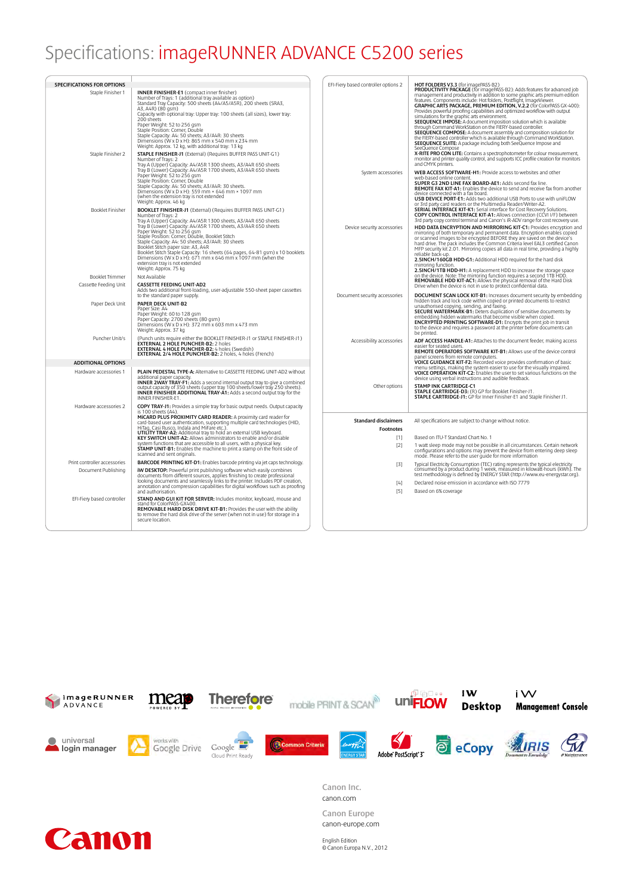# Specifications: imageRUNNER ADVANCE C5200 series

| | |
|---|---|
| **SPECIFICATIONS FOR OPTIONS** | |
| Staple Finisher 1 | **INNER FINISHER-E1** (compact inner finisher)<br>Number of Trays: 1 (additional tray available as option)<br>Standard Tray Capacity: 500 sheets (A4/A5/A5R), 200 sheets (SRA3, A3, A4R) (80 gsm)<br>Capacity with optional tray: Upper tray: 100 sheets (all sizes), lower tray: 200 sheets<br>Paper Weight: 52 to 256 gsm<br>Staple Position: Corner, Double<br>Staple Capacity: A4: 50 sheets; A3/A4R: 30 sheets<br>Dimensions (W x D x H): 865 mm x 540 mm x 234 mm<br>Weight: Approx. 12 kg, with additional tray: 13 kg |
| Staple Finisher 2 | **STAPLE FINISHER-J1** (External) (Requires BUFFER PASS UNIT-G1)<br>Number of Trays: 2<br>Tray A (Upper) Capacity: A4/A5R 1300 sheets, A3/A4R 650 sheets<br>Tray B (Lower) Capacity: A4/A5R 1700 sheets, A3/A4R 650 sheets<br>Paper Weight: 52 to 256 gsm<br>Staple Position: Corner, Double<br>Staple Capacity: A4: 50 sheets; A3/A4R: 30 sheets.<br>Dimensions (W x D x H): 559 mm × 646 mm × 1097 mm (when the extension tray is not extended<br>Weight: Approx. 46 kg |
| Booklet Finisher | **BOOKLET FINISHER-J1** (External) (Requires BUFFER PASS UNIT-G1)<br>Number of Trays: 2<br>Tray A (Upper) Capacity: A4/A5R 1300 sheets, A3/A4R 650 sheets<br>Tray B (Lower) Capacity: A4/A5R 1700 sheets, A3/A4R 650 sheets<br>Paper Weight: 52 to 256 gsm<br>Staple Position: Corner, Double, Booklet Stitch<br>Staple Capacity: A4: 50 sheets; A3/A4R: 30 sheets<br>Booklet Stitch paper size: A3, A4R<br>Booklet Stitch Staple Capacity: 16 sheets (64 pages, 64-81 gsm) x 10 booklets<br>Dimensions (W x D x H): 671 mm x 646 mm x 1097 mm (when the extension tray is not extended<br>Weight: Approx. 75 kg |
| Booklet Trimmer | Not Available |
| Cassette Feeding Unit | **CASSETTE FEEDING UNIT-AD2**<br>Adds two additional front-loading, user-adjustable 550-sheet paper cassettes to the standard paper supply. |
| Paper Deck Unit | **PAPER DECK UNIT-B2**<br>Paper Size: A4<br>Paper Weight: 60 to 128 gsm<br>Paper Capacity: 2700 sheets (80 gsm)<br>Dimensions (W x D x H): 372 mm x 603 mm x 473 mm<br>Weight: Approx. 37 kg |
| Puncher Unit/s | (Punch units require either the BOOKLET FINISHER-J1 or STAPLE FINISHER-J1)<br>**EXTERNAL 2 HOLE PUNCHER-B2:** 2 holes<br>**EXTERNAL 4 HOLE PUNCHER-B2:** 4 holes (Swedish)<br>**EXTERNAL 2/4 HOLE PUNCHER-B2:** 2 holes, 4 holes (French) |
| **ADDITIONAL OPTIONS** | |
| Hardware accessories 1 | **PLAIN PEDESTAL TYPE-A:** Alternative to CASSETTE FEEDING UNIT-AD2 without additional paper capacity.<br>**INNER 2WAY TRAY-F1:** Adds a second internal output tray to give a combined output capacity of 350 sheets (upper tray 100 sheets/lower tray 250 sheets).<br>**INNER FINISHER ADDITIONAL TRAY-A1:** Adds a second output tray for the INNER FINISHER-E1. |
| Hardware accessories 2 | **COPY TRAY-J1:** Provides a simple tray for basic output needs. Output capacity is 100 sheets (A4).<br>**MiCARD PLUS PROXIMITY CARD READER:** A proximity card reader for card-based user authentication, supporting multiple card technologies (HID, HiTag, Casi Rusco, Indala and MiFare etc.).<br>**UTILITY TRAY-A2:** Additional tray to hold an external USB keyboard.<br>**KEY SWITCH UNIT-A2:** Allows administrators to enable and/or disable system functions that are accessible to all users, with a physical key.<br>**STAMP UNIT-B1:** Enables the machine to print a stamp on the front side of scanned and sent originals. |
| Print controller accessories | **BARCODE PRINTING KIT-D1:** Enables barcode printing via jet caps technology. |
| Document Publishing | **iW DESKTOP:** Powerful print publishing software which easily combines documents from different sources, applies finishing to create professional looking documents and seamlessly links to the printer. Includes PDF creation, annotation and compression capabilities for digital workflows such as proofing and authorisation. |
| EFI-Fiery based controller | **STAND AND GUI KIT FOR SERVER:** Includes monitor, keyboard, mouse and stand for ColorPASS-GX400.<br>**REMOVABLE HARD DISK DRIVE KIT-B1:** Provides the user with the ability to remove the hard disk drive of the server (when not in use) for storage in a secure location. |
| EFI-Fiery based controller options 2 | **HOT FOLDERS V3.3** (for imagePASS-B2)<br>**PRODUCTIVITY PACKAGE** (for imagePASS-B2): Adds features for advanced job management and productivity in addition to some graphic arts premium edition features. Components include: Hot folders, Postflight, ImageViewer.<br>**GRAPHIC ARTS PACKAGE, PREMIUM EDITION, V.2.2** (for ColorPASS GX-400): Provides powerful proofing capabilities and optimized workflow with output simulations for the graphic arts environment.<br>**SEEQUENCE IMPOSE:** A document imposition solution which is available through Command WorkStation on the FIERY-based controller.<br>**SEEQUENCE COMPOSE:** A document assembly and composition solution for the FIERY-based controller which is available through Command WorkStation.<br>**SEEQUENCE SUITE:** A package including both SeeQuence Impose and SeeQuence Compose<br>**X-RITE PRO CON LITE:** Contains a spectrophotometer for colour measurement, monitor and printer quality control, and supports ICC profile creation for monitors and CMYK printers. |
| System accessories | **WEB ACCESS SOFTWARE-H1:** Provide access to websites and other web-based online content.<br>**SUPER G3 2ND LINE FAX BOARD-AE1:** Adds second fax line.<br>**REMOTE FAX KIT-A1:** Enables the device to send and receive fax from another device connected with a fax board.<br>**USB DEVICE PORT-E1:** Adds two additional USB Ports to use with uniFLOW or 3rd party card readers or the Multimedia Reader/Writer-A2.<br>**SERIAL INTERFACE KIT-K1:** Serial interface for Cost Recovery Solutions.<br>**COPY CONTROL INTERFACE KIT-A1:** Allows connection (CCVI I/F) between 3rd party copy control terminal and Canon's iR-ADV range for cost recovery use. |
| Device security accessories | **HDD DATA ENCRYPTION AND MIRRORING KIT-C1:** Provides encryption and mirroring of both temporary and permanent data. Encryption enables copied or scanned images to be encrypted BEFORE they are saved on the device's hard drive. The pack includes the Common Criteria level EAL3 certified Canon MFP security kit 2.01. Mirroring copies all data in real time, providing a highly reliable back-up.<br>**2.5INCH/160GB HDD-G1:** Additional HDD required for the hard disk mirroring function.<br>**2.5INCH/1TB HDD-H1:** A replacement HDD to increase the storage space on the device. Note: The mirroring function requires a second 1TB HDD.<br>**REMOVABLE HDD KIT-AC1:** Allows the physical removal of the Hard Disk Drive when the device is not in use to protect confidential data. |
| Document security accessories | **DOCUMENT SCAN LOCK KIT-B1:** Increases document security by embedding hidden track and lock code within copied or printed documents to restrict unauthorised copying, sending, and faxing.<br>**SECURE WATERMARK-B1:** Deters duplication of sensitive documents by embedding hidden watermarks that become visible when copied.<br>**ENCRYPTED PRINTING SOFTWARE-D1:** Encrypts the print job in transit to the device and requires a password at the printer before documents can be printed. |
| Accessibility accessories | **ADF ACCESS HANDLE-A1:** Attaches to the document feeder, making access easier for seated users.<br>**REMOTE OPERATORS SOFTWARE KIT-B1:** Allows use of the device control panel screens from remote computers.<br>**VOICE GUIDANCE KIT-F2:** Recorded voice provides confirmation of basic menu settings, making the system easier to use for the visually impaired.<br>**VOICE OPERATION KIT-C2:** Enables the user to set various functions on the device using verbal instructions and audible feedback. |
| Other options | **STAMP INK CARTRIDGE-C1**<br>**STAPLE CARTRIDGE-D3:** (R) GP for Booklet Finisher-J1.<br>**STAPLE CARTRIDGE-J1:** GP for Inner Finisher-E1 and Staple Finisher J1. |

| | |
|---|---|
| **Standard disclaimers** | All specifications are subject to change without notice. |
| **Footnotes** | |
| [1] | Based on ITU-T Standard Chart No. 1 |
| [2] | 1 watt sleep mode may not be possible in all circumstances. Certain network configurations and options may prevent the device from entering deep sleep mode. Please refer to the user guide for more information |
| [3] | Typical Electricity Consumption (TEC) rating represents the typical electricity consumed by a product during 1 week, measured in kilowatt-hours (kWh). The test methodology is defined by ENERGY STAR (http://www.eu-energystar.org). |
| [4] | Declared noise emission in accordance with ISO 7779 |
| [5] | Based on 6% coverage |

imageRUNNER ADVANCE · mEAP · Therefore · mobile PRINT & SCAN · uniFLOW · iW Desktop · iW Management Console · universal login manager · works with Google Drive · Google Cloud Print Ready · Common Criteria · ENERGY STAR · Adobe PostScript 3 · eCopy · IRIS · e-Maintenance

Canon

Canon Inc.
canon.com

Canon Europe
canon-europe.com

English Edition
© Canon Europa N.V., 2012